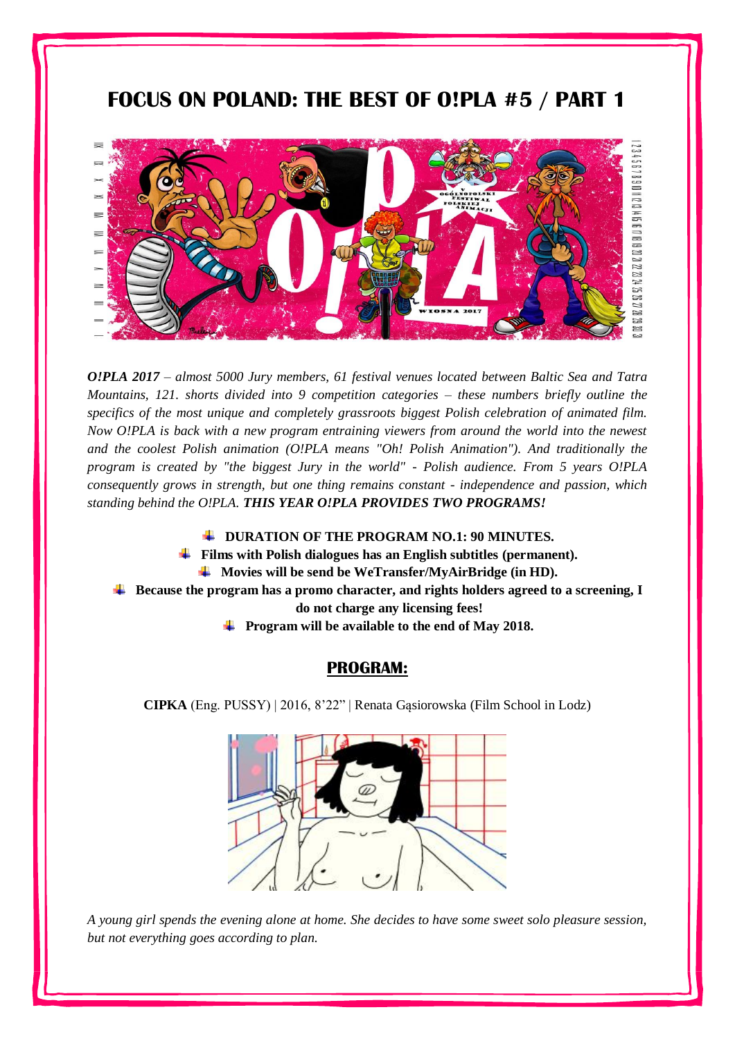# FOCUS ON POLAND: THE BEST OF O!PLA #5 / PART 1

***O!PLA 2017** – almost 5000 Jury members, 61 festival venues located between Baltic Sea and Tatra Mountains, 121. shorts divided into 9 competition categories – these numbers briefly outline the specifics of the most unique and completely grassroots biggest Polish celebration of animated film. Now O!PLA is back with a new program entraining viewers from around the world into the newest and the coolest Polish animation (O!PLA means "Oh! Polish Animation"). And traditionally the program is created by "the biggest Jury in the world" - Polish audience. From 5 years O!PLA consequently grows in strength, but one thing remains constant - independence and passion, which standing behind the O!PLA. **THIS YEAR O!PLA PROVIDES TWO PROGRAMS!***

- **DURATION OF THE PROGRAM NO.1: 90 MINUTES.**
- **Films with Polish dialogues has an English subtitles (permanent).**
- **Movies will be send be WeTransfer/MyAirBridge (in HD).**
- **Because the program has a promo character, and rights holders agreed to a screening, I do not charge any licensing fees!**
- **Program will be available to the end of May 2018.**

## PROGRAM:

**CIPKA** (Eng. PUSSY) | 2016, 8'22" | Renata Gąsiorowska (Film School in Lodz)

*A young girl spends the evening alone at home. She decides to have some sweet solo pleasure session, but not everything goes according to plan.*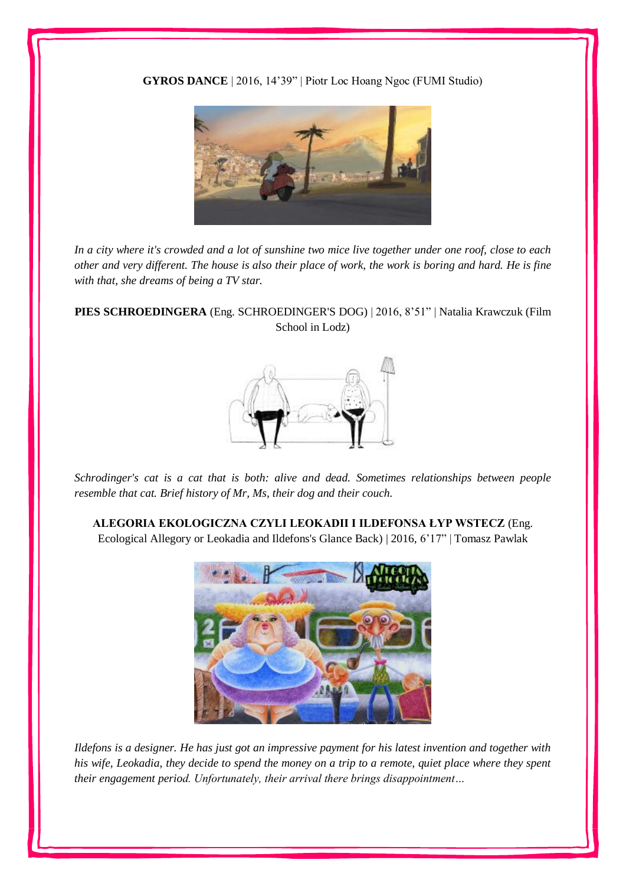**GYROS DANCE** | 2016, 14'39" | Piotr Loc Hoang Ngoc (FUMI Studio)

*In a city where it's crowded and a lot of sunshine two mice live together under one roof, close to each other and very different. The house is also their place of work, the work is boring and hard. He is fine with that, she dreams of being a TV star.*

**PIES SCHROEDINGERA** (Eng. SCHROEDINGER'S DOG) | 2016, 8'51" | Natalia Krawczuk (Film School in Lodz)

*Schrodinger's cat is a cat that is both: alive and dead. Sometimes relationships between people resemble that cat. Brief history of Mr, Ms, their dog and their couch.*

**ALEGORIA EKOLOGICZNA CZYLI LEOKADII I ILDEFONSA ŁYP WSTECZ** (Eng. Ecological Allegory or Leokadia and Ildefons's Glance Back) | 2016, 6'17" | Tomasz Pawlak

*Ildefons is a designer. He has just got an impressive payment for his latest invention and together with his wife, Leokadia, they decide to spend the money on a trip to a remote, quiet place where they spent their engagement period. Unfortunately, their arrival there brings disappointment…*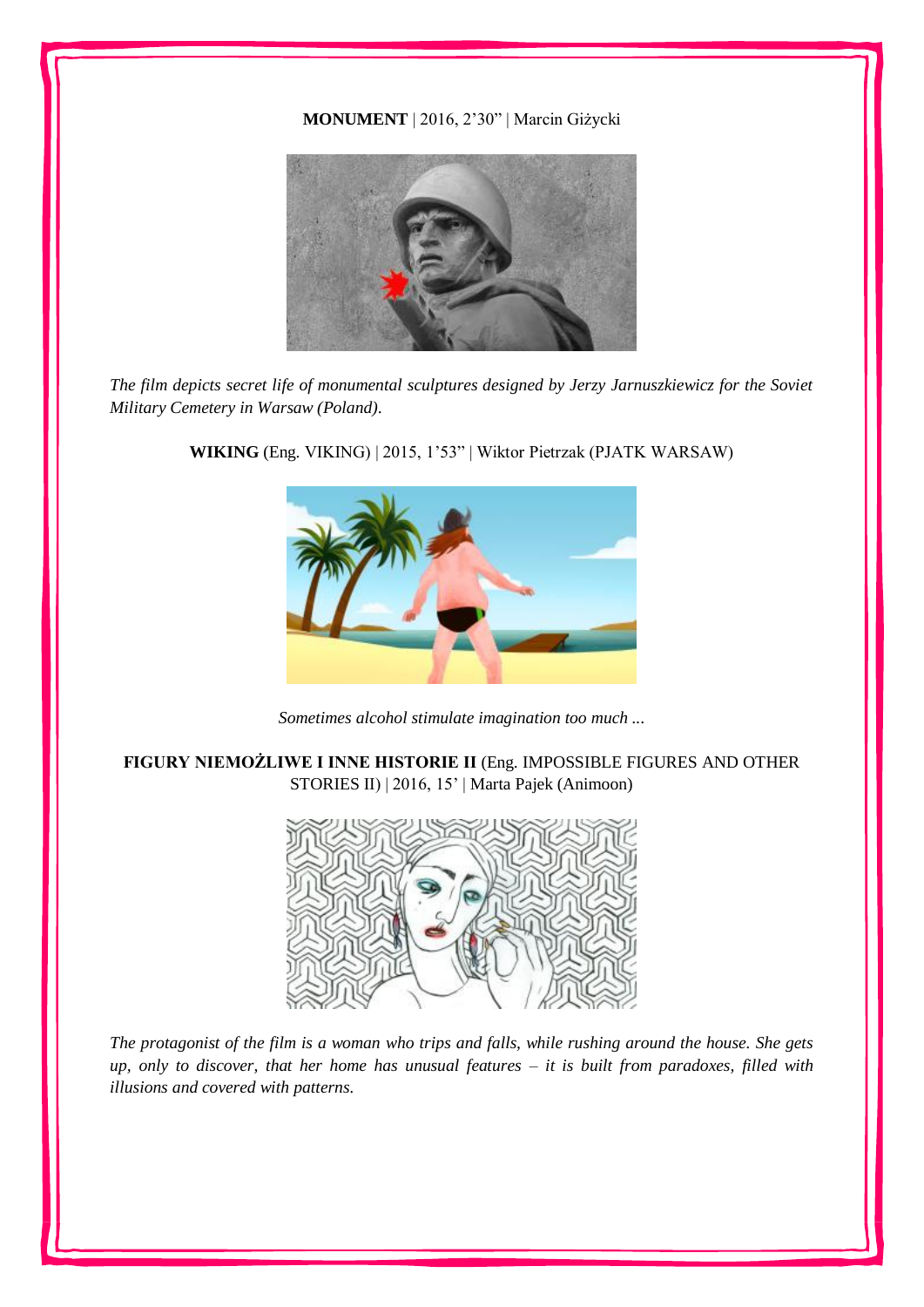**MONUMENT** | 2016, 2'30" | Marcin Giżycki

*The film depicts secret life of monumental sculptures designed by Jerzy Jarnuszkiewicz for the Soviet Military Cemetery in Warsaw (Poland).*

**WIKING** (Eng. VIKING) | 2015, 1'53" | Wiktor Pietrzak (PJATK WARSAW)

*Sometimes alcohol stimulate imagination too much ...*

**FIGURY NIEMOŻLIWE I INNE HISTORIE II** (Eng. IMPOSSIBLE FIGURES AND OTHER STORIES II) | 2016, 15' | Marta Pajek (Animoon)

*The protagonist of the film is a woman who trips and falls, while rushing around the house. She gets up, only to discover, that her home has unusual features – it is built from paradoxes, filled with illusions and covered with patterns.*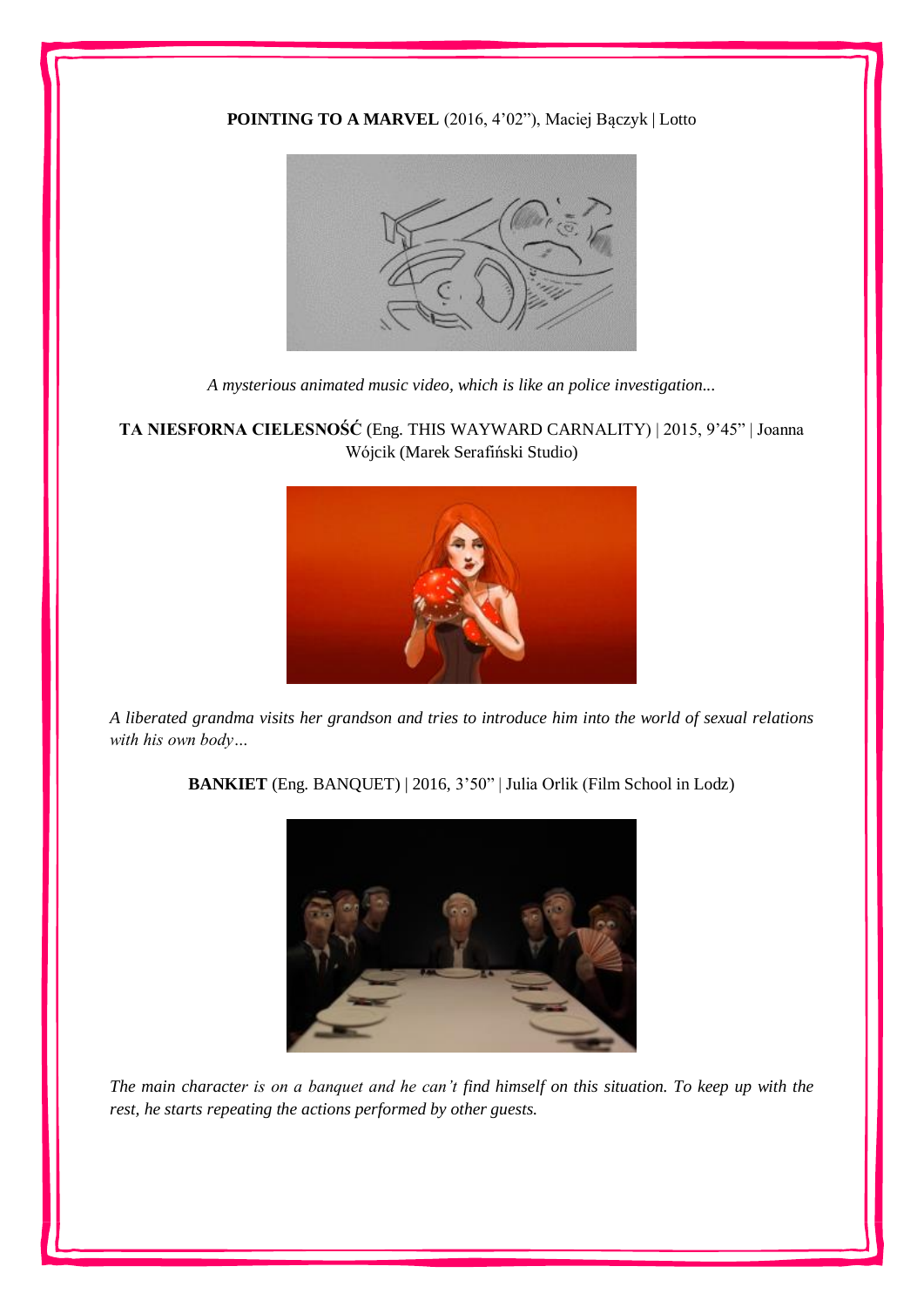**POINTING TO A MARVEL** (2016, 4'02"), Maciej Bączyk | Lotto

*A mysterious animated music video, which is like an police investigation...*

**TA NIESFORNA CIELESNOŚĆ** (Eng. THIS WAYWARD CARNALITY) | 2015, 9'45" | Joanna Wójcik (Marek Serafiński Studio)

*A liberated grandma visits her grandson and tries to introduce him into the world of sexual relations with his own body…*

**BANKIET** (Eng. BANQUET) | 2016, 3'50" | Julia Orlik (Film School in Lodz)

*The main character is on a banquet and he can't find himself on this situation. To keep up with the rest, he starts repeating the actions performed by other guests.*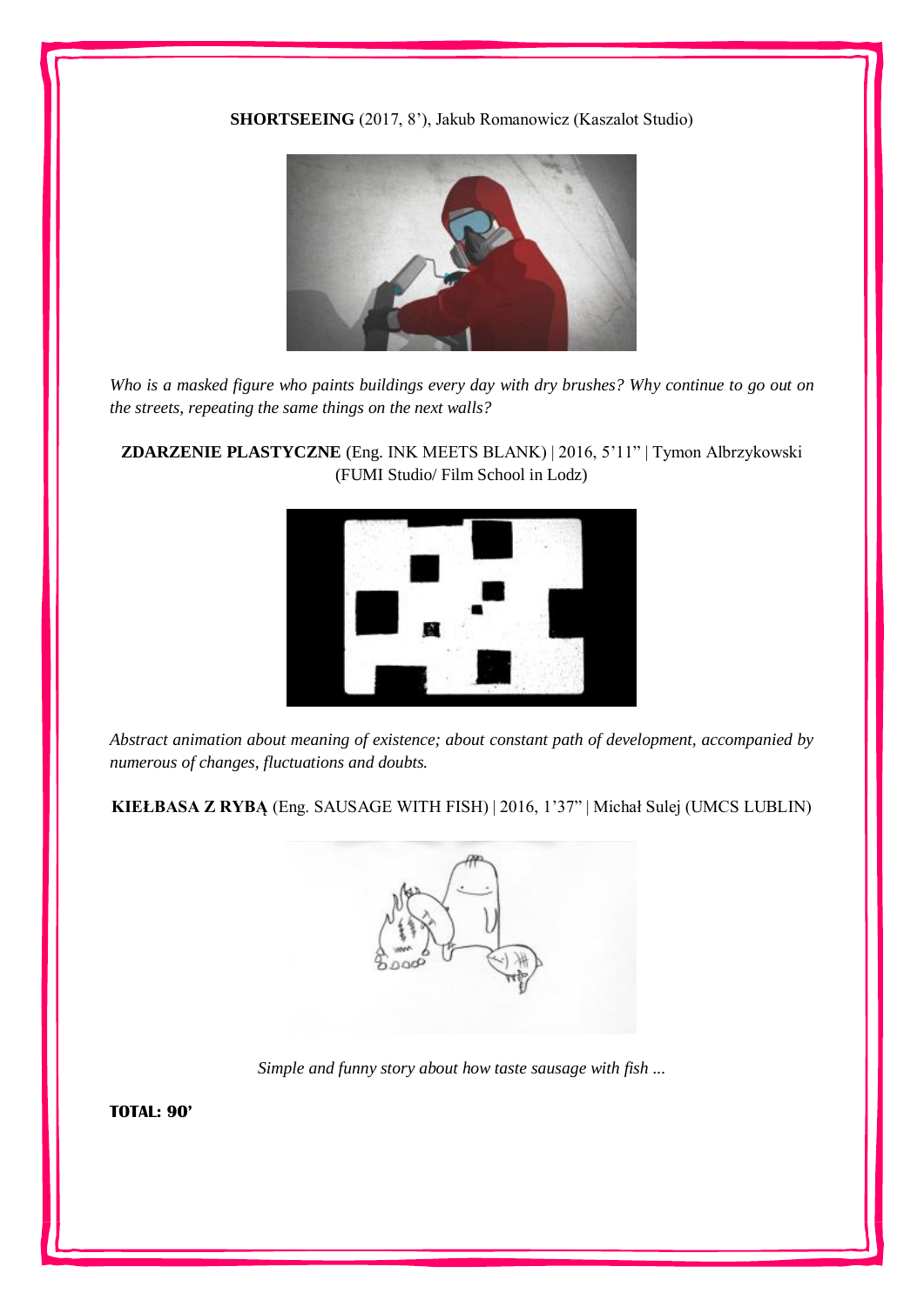**SHORTSEEING** (2017, 8'), Jakub Romanowicz (Kaszalot Studio)

*Who is a masked figure who paints buildings every day with dry brushes? Why continue to go out on the streets, repeating the same things on the next walls?*

**ZDARZENIE PLASTYCZNE** (Eng. INK MEETS BLANK) | 2016, 5'11" | Tymon Albrzykowski (FUMI Studio/ Film School in Lodz)

*Abstract animation about meaning of existence; about constant path of development, accompanied by numerous of changes, fluctuations and doubts.*

**KIEŁBASA Z RYBĄ** (Eng. SAUSAGE WITH FISH) | 2016, 1'37" | Michał Sulej (UMCS LUBLIN)

*Simple and funny story about how taste sausage with fish ...*

**TOTAL: 90'**